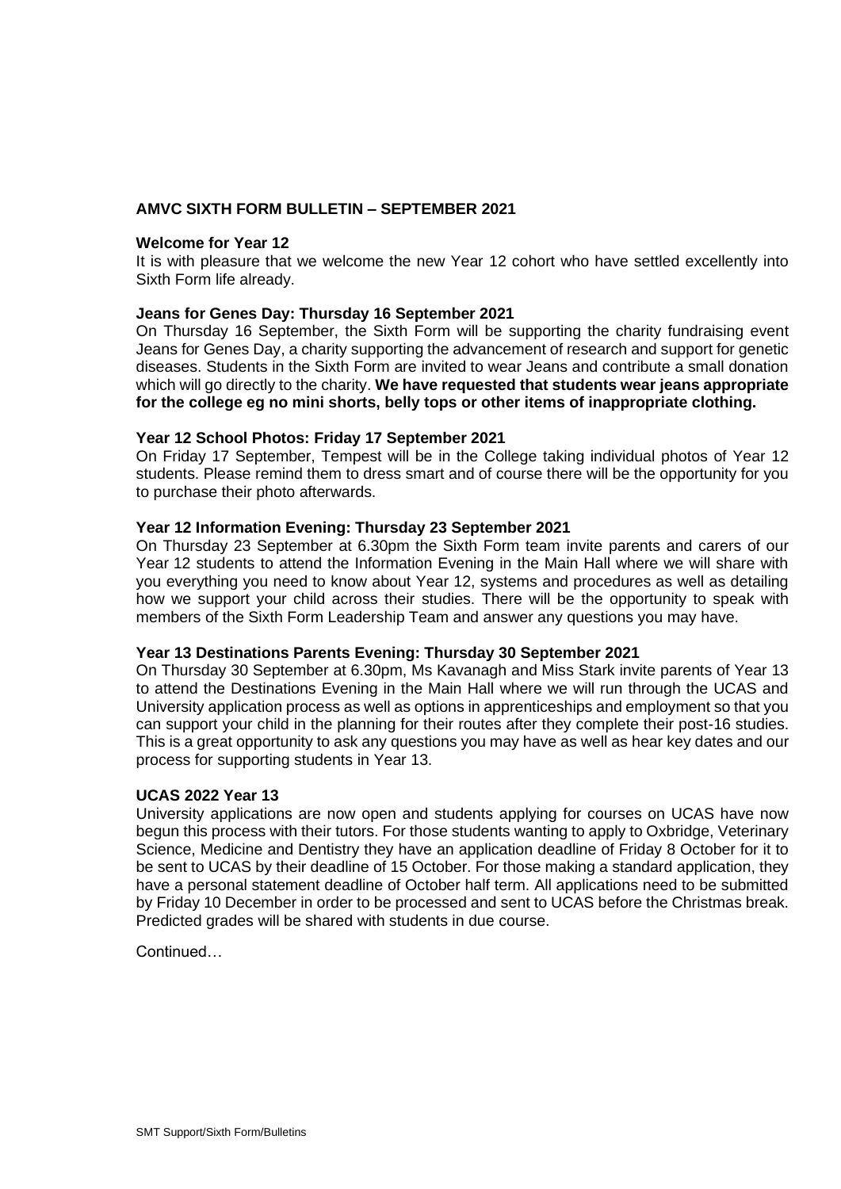# AMVC SIXTH FORM BULLETIN – SEPTEMBER 2021

## Welcome for Year 12

It is with pleasure that we welcome the new Year 12 cohort who have settled excellently into Sixth Form life already.

## Jeans for Genes Day: Thursday 16 September 2021

On Thursday 16 September, the Sixth Form will be supporting the charity fundraising event Jeans for Genes Day, a charity supporting the advancement of research and support for genetic diseases. Students in the Sixth Form are invited to wear Jeans and contribute a small donation which will go directly to the charity. **We have requested that students wear jeans appropriate for the college eg no mini shorts, belly tops or other items of inappropriate clothing.**

## Year 12 School Photos: Friday 17 September 2021

On Friday 17 September, Tempest will be in the College taking individual photos of Year 12 students. Please remind them to dress smart and of course there will be the opportunity for you to purchase their photo afterwards.

## Year 12 Information Evening: Thursday 23 September 2021

On Thursday 23 September at 6.30pm the Sixth Form team invite parents and carers of our Year 12 students to attend the Information Evening in the Main Hall where we will share with you everything you need to know about Year 12, systems and procedures as well as detailing how we support your child across their studies. There will be the opportunity to speak with members of the Sixth Form Leadership Team and answer any questions you may have.

## Year 13 Destinations Parents Evening: Thursday 30 September 2021

On Thursday 30 September at 6.30pm, Ms Kavanagh and Miss Stark invite parents of Year 13 to attend the Destinations Evening in the Main Hall where we will run through the UCAS and University application process as well as options in apprenticeships and employment so that you can support your child in the planning for their routes after they complete their post-16 studies. This is a great opportunity to ask any questions you may have as well as hear key dates and our process for supporting students in Year 13.

## UCAS 2022 Year 13

University applications are now open and students applying for courses on UCAS have now begun this process with their tutors. For those students wanting to apply to Oxbridge, Veterinary Science, Medicine and Dentistry they have an application deadline of Friday 8 October for it to be sent to UCAS by their deadline of 15 October. For those making a standard application, they have a personal statement deadline of October half term. All applications need to be submitted by Friday 10 December in order to be processed and sent to UCAS before the Christmas break. Predicted grades will be shared with students in due course.

Continued…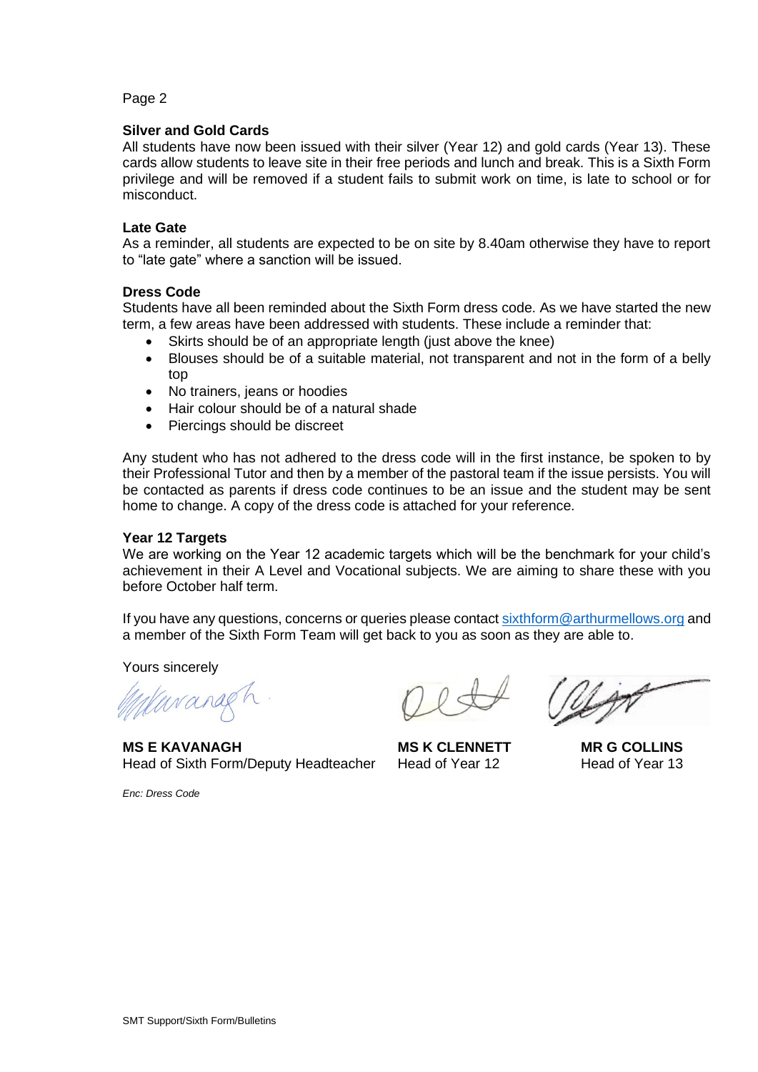**Silver and Gold Cards**

All students have now been issued with their silver (Year 12) and gold cards (Year 13). These cards allow students to leave site in their free periods and lunch and break. This is a Sixth Form privilege and will be removed if a student fails to submit work on time, is late to school or for misconduct.

**Late Gate**

As a reminder, all students are expected to be on site by 8.40am otherwise they have to report to "late gate" where a sanction will be issued.

**Dress Code**

Students have all been reminded about the Sixth Form dress code. As we have started the new term, a few areas have been addressed with students. These include a reminder that:

- Skirts should be of an appropriate length (just above the knee)
- Blouses should be of a suitable material, not transparent and not in the form of a belly top
- No trainers, jeans or hoodies
- Hair colour should be of a natural shade
- Piercings should be discreet

Any student who has not adhered to the dress code will in the first instance, be spoken to by their Professional Tutor and then by a member of the pastoral team if the issue persists. You will be contacted as parents if dress code continues to be an issue and the student may be sent home to change. A copy of the dress code is attached for your reference.

**Year 12 Targets**

We are working on the Year 12 academic targets which will be the benchmark for your child's achievement in their A Level and Vocational subjects. We are aiming to share these with you before October half term.

If you have any questions, concerns or queries please contact sixthform@arthurmellows.org and a member of the Sixth Form Team will get back to you as soon as they are able to.

Yours sincerely

| | | |
|---|---|---|
| **MS E KAVANAGH** | **MS K CLENNETT** | **MR G COLLINS** |
| Head of Sixth Form/Deputy Headteacher | Head of Year 12 | Head of Year 13 |

*Enc: Dress Code*

SMT Support/Sixth Form/Bulletins